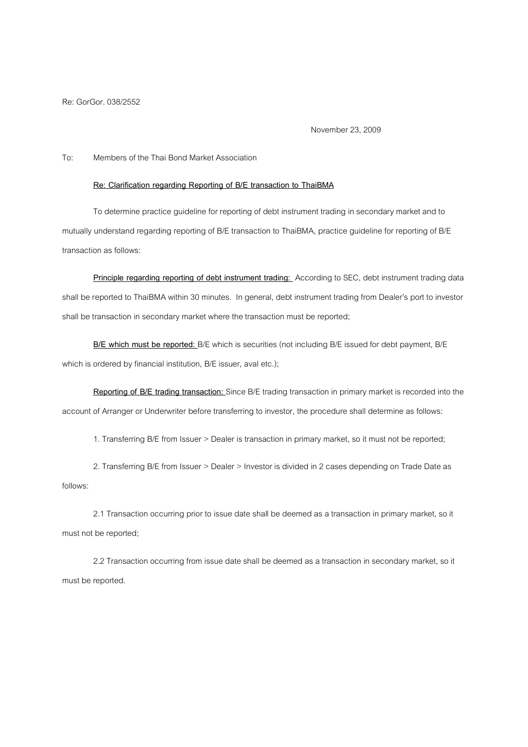Re: GorGor. 038/2552

November 23, 2009

To: Members of the Thai Bond Market Association

**<u>Re: Clarification regarding Reporting of B/E transaction to ThaiBMA</u>**

To determine practice guideline for reporting of debt instrument trading in secondary market and to mutually understand regarding reporting of B/E transaction to ThaiBMA, practice guideline for reporting of B/E transaction as follows:

**<u>Principle regarding reporting of debt instrument trading:</u>** According to SEC, debt instrument trading data shall be reported to ThaiBMA within 30 minutes. In general, debt instrument trading from Dealer's port to investor shall be transaction in secondary market where the transaction must be reported;

**<u>B/E which must be reported:</u>** B/E which is securities (not including B/E issued for debt payment, B/E which is ordered by financial institution, B/E issuer, aval etc.);

**<u>Reporting of B/E trading transaction:</u>** Since B/E trading transaction in primary market is recorded into the account of Arranger or Underwriter before transferring to investor, the procedure shall determine as follows:

1. Transferring B/E from Issuer > Dealer is transaction in primary market, so it must not be reported;

2. Transferring B/E from Issuer > Dealer > Investor is divided in 2 cases depending on Trade Date as follows:

2.1 Transaction occurring prior to issue date shall be deemed as a transaction in primary market, so it must not be reported;

2.2 Transaction occurring from issue date shall be deemed as a transaction in secondary market, so it must be reported.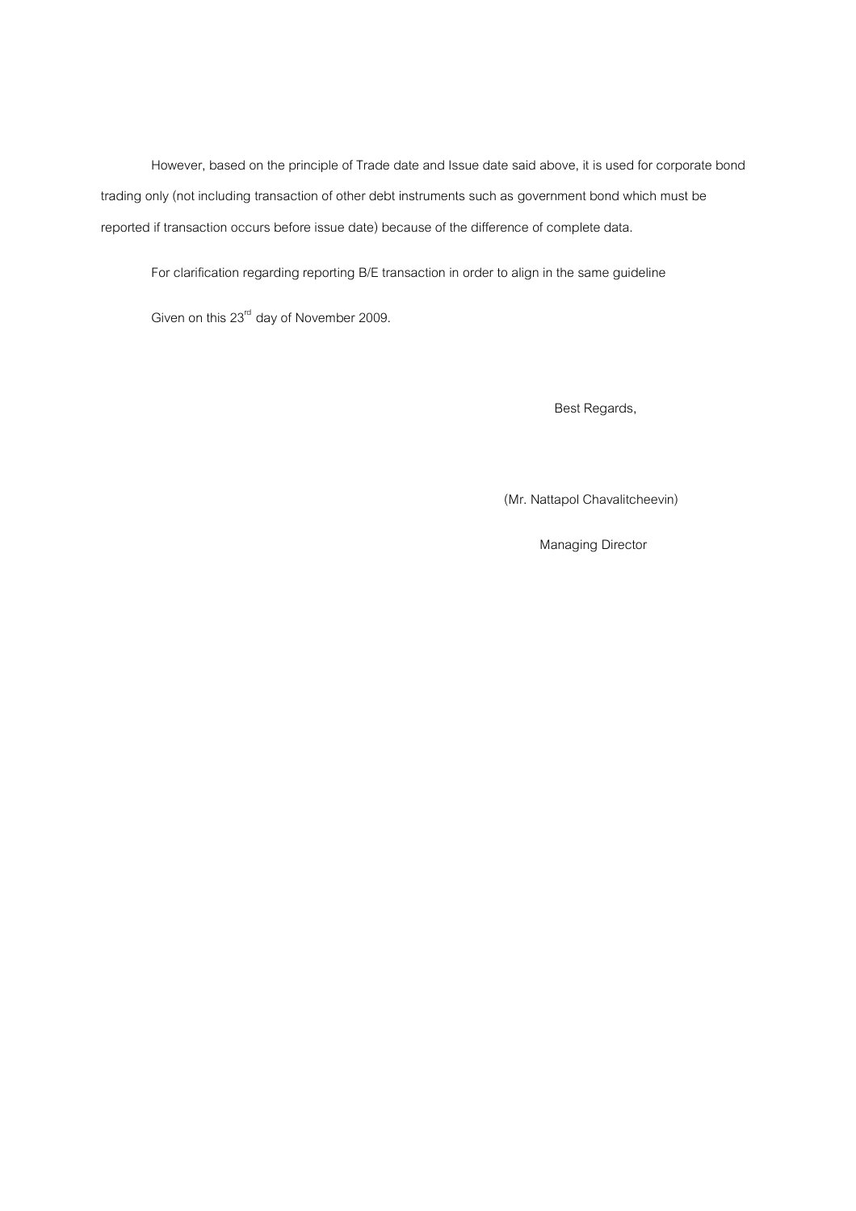However, based on the principle of Trade date and Issue date said above, it is used for corporate bond trading only (not including transaction of other debt instruments such as government bond which must be reported if transaction occurs before issue date) because of the difference of complete data.

For clarification regarding reporting B/E transaction in order to align in the same guideline

Given on this 23rd day of November 2009.

Best Regards,

(Mr. Nattapol Chavalitcheevin)

Managing Director